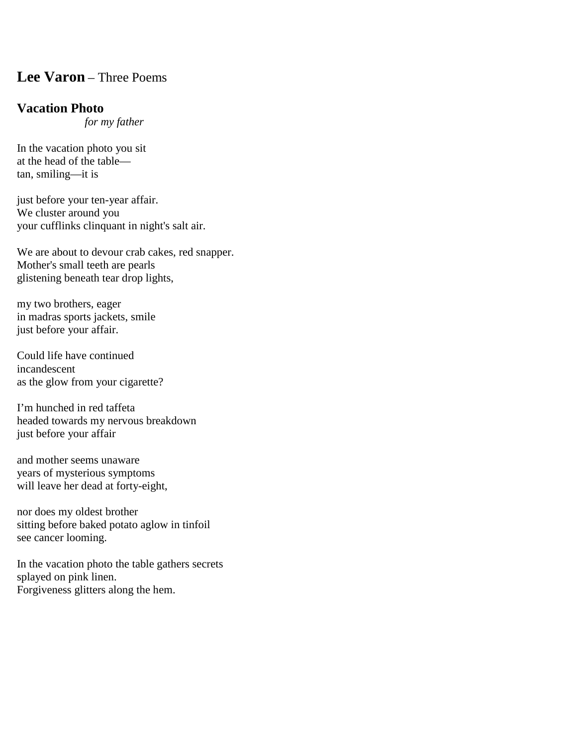# **Lee Varon** – Three Poems

## Vacation Photo

*for my father*

In the vacation photo you sit  
at the head of the table—  
tan, smiling—it is

just before your ten-year affair.  
We cluster around you  
your cufflinks clinquant in night's salt air.

We are about to devour crab cakes, red snapper.  
Mother's small teeth are pearls  
glistening beneath tear drop lights,

my two brothers, eager  
in madras sports jackets, smile  
just before your affair.

Could life have continued  
incandescent  
as the glow from your cigarette?

I'm hunched in red taffeta  
headed towards my nervous breakdown  
just before your affair

and mother seems unaware  
years of mysterious symptoms  
will leave her dead at forty-eight,

nor does my oldest brother  
sitting before baked potato aglow in tinfoil  
see cancer looming.

In the vacation photo the table gathers secrets  
splayed on pink linen.  
Forgiveness glitters along the hem.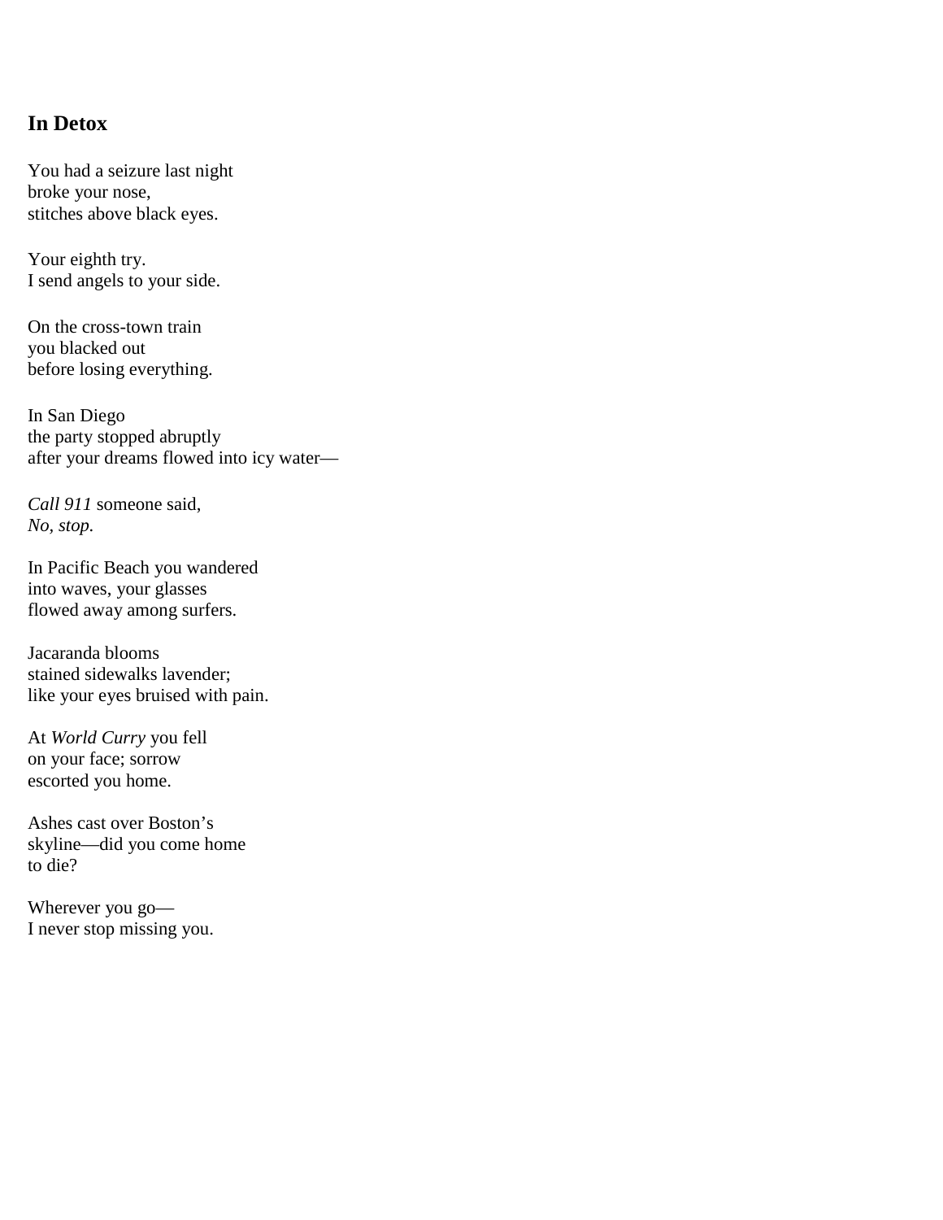**In Detox**

You had a seizure last night  
broke your nose,  
stitches above black eyes.

Your eighth try.  
I send angels to your side.

On the cross-town train  
you blacked out  
before losing everything.

In San Diego  
the party stopped abruptly  
after your dreams flowed into icy water—

*Call 911* someone said,  
*No, stop.*

In Pacific Beach you wandered  
into waves, your glasses  
flowed away among surfers.

Jacaranda blooms  
stained sidewalks lavender;  
like your eyes bruised with pain.

At *World Curry* you fell  
on your face; sorrow  
escorted you home.

Ashes cast over Boston's  
skyline—did you come home  
to die?

Wherever you go—  
I never stop missing you.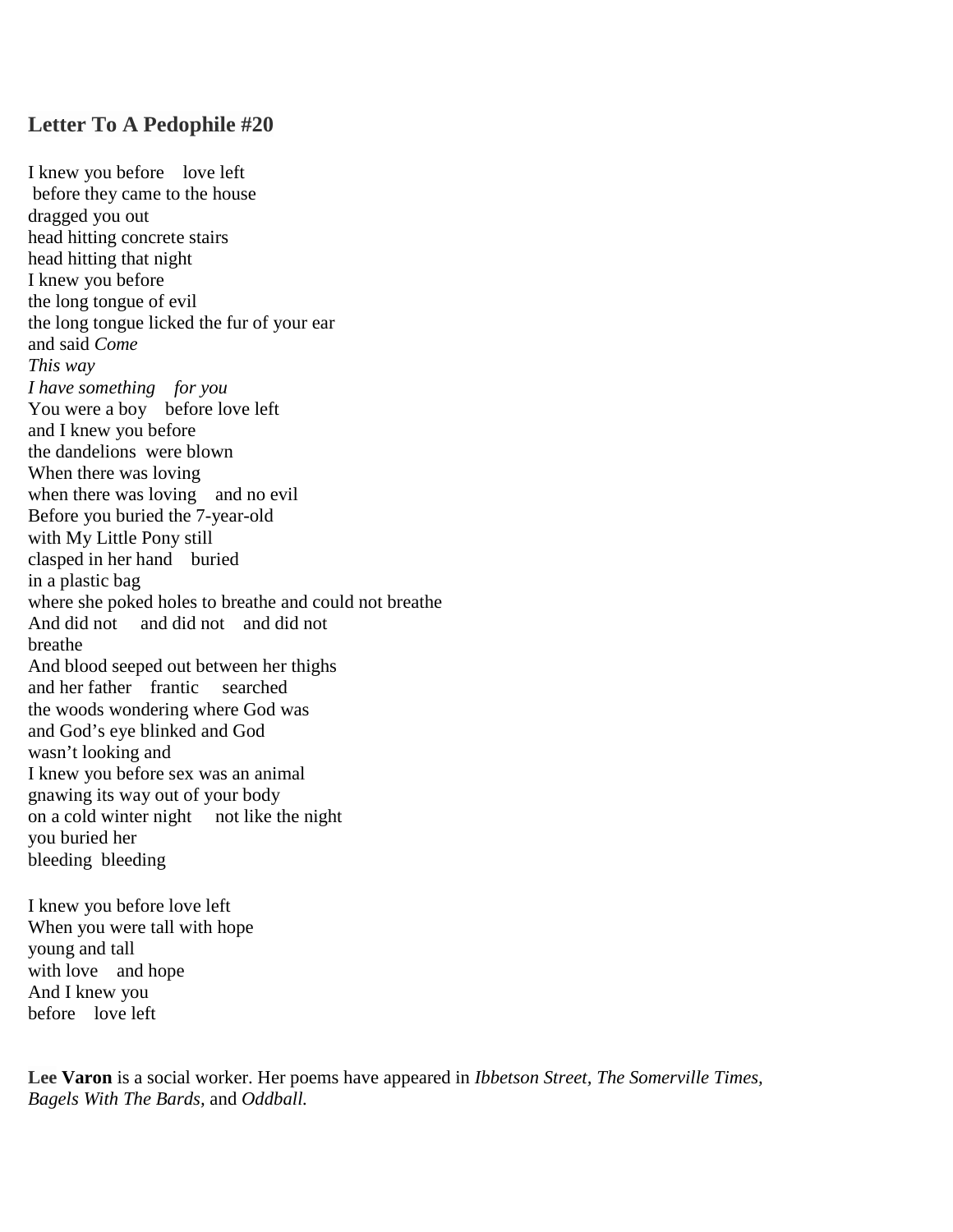## **Letter To A Pedophile #20**

I knew you before    love left  
 before they came to the house  
dragged you out  
head hitting concrete stairs  
head hitting that night  
I knew you before  
the long tongue of evil  
the long tongue licked the fur of your ear  
and said *Come*  
*This way*  
*I have something    for you*  
You were a boy    before love left  
and I knew you before  
the dandelions  were blown  
When there was loving  
when there was loving    and no evil  
Before you buried the 7-year-old  
with My Little Pony still  
clasped in her hand    buried  
in a plastic bag  
where she poked holes to breathe and could not breathe  
And did not     and did not    and did not  
breathe  
And blood seeped out between her thighs  
and her father    frantic     searched  
the woods wondering where God was  
and God's eye blinked and God  
wasn't looking and  
I knew you before sex was an animal  
gnawing its way out of your body  
on a cold winter night     not like the night  
you buried her  
bleeding  bleeding

I knew you before love left  
When you were tall with hope  
young and tall  
with love    and hope  
And I knew you  
before    love left

**Lee Varon** is a social worker. Her poems have appeared in *Ibbetson Street, The Somerville Times, Bagels With The Bards,* and *Oddball.*